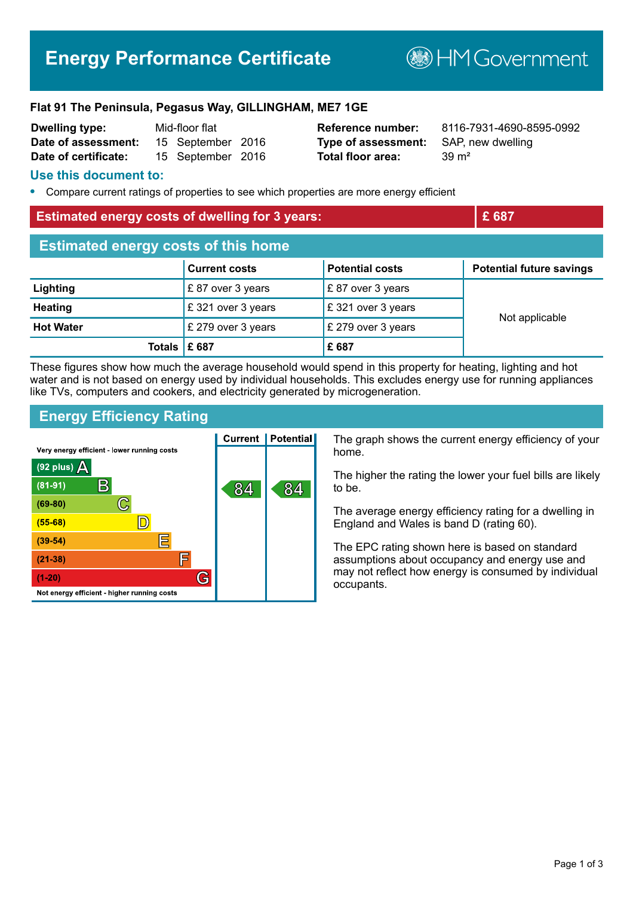# Energy Performance Certificate

HM Government

**Flat 91 The Peninsula, Pegasus Way, GILLINGHAM, ME7 1GE**

| | | | |
|---|---|---|---|
| **Dwelling type:** | Mid-floor flat | **Reference number:** | 8116-7931-4690-8595-0992 |
| **Date of assessment:** | 15 September 2016 | **Type of assessment:** | SAP, new dwelling |
| **Date of certificate:** | 15 September 2016 | **Total floor area:** | 39 m² |

## Use this document to:

- Compare current ratings of properties to see which properties are more energy efficient

**Estimated energy costs of dwelling for 3 years: £ 687**

## Estimated energy costs of this home

| | Current costs | Potential costs | Potential future savings |
|---|---|---|---|
| **Lighting** | £ 87 over 3 years | £ 87 over 3 years | Not applicable |
| **Heating** | £ 321 over 3 years | £ 321 over 3 years | |
| **Hot Water** | £ 279 over 3 years | £ 279 over 3 years | |
| **Totals** | **£ 687** | **£ 687** | |

These figures show how much the average household would spend in this property for heating, lighting and hot water and is not based on energy used by individual households. This excludes energy use for running appliances like TVs, computers and cookers, and electricity generated by microgeneration.

## Energy Efficiency Rating

| Rating band | Current | Potential |
|---|---|---|
| Very energy efficient - lower running costs | | |
| (92 plus) A | | |
| (81-91) B | 84 | 84 |
| (69-80) C | | |
| (55-68) D | | |
| (39-54) E | | |
| (21-38) F | | |
| (1-20) G | | |
| Not energy efficient - higher running costs | | |

The graph shows the current energy efficiency of your home.

The higher the rating the lower your fuel bills are likely to be.

The average energy efficiency rating for a dwelling in England and Wales is band D (rating 60).

The EPC rating shown here is based on standard assumptions about occupancy and energy use and may not reflect how energy is consumed by individual occupants.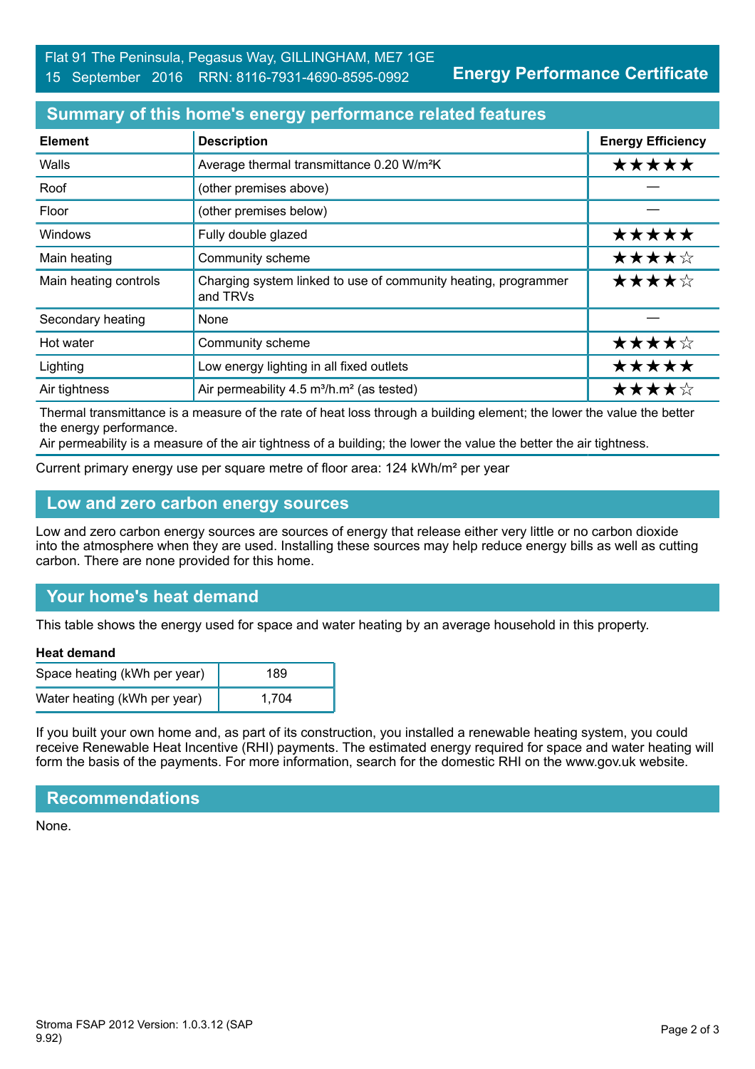Flat 91 The Peninsula, Pegasus Way, GILLINGHAM, ME7 1GE
15 September 2016 RRN: 8116-7931-4690-8595-0992

**Energy Performance Certificate**

## Summary of this home's energy performance related features

| Element | Description | Energy Efficiency |
| --- | --- | --- |
| Walls | Average thermal transmittance 0.20 W/m²K | ★★★★★ |
| Roof | (other premises above) | — |
| Floor | (other premises below) | — |
| Windows | Fully double glazed | ★★★★★ |
| Main heating | Community scheme | ★★★★☆ |
| Main heating controls | Charging system linked to use of community heating, programmer and TRVs | ★★★★☆ |
| Secondary heating | None | — |
| Hot water | Community scheme | ★★★★☆ |
| Lighting | Low energy lighting in all fixed outlets | ★★★★★ |
| Air tightness | Air permeability 4.5 m³/h.m² (as tested) | ★★★★☆ |

Thermal transmittance is a measure of the rate of heat loss through a building element; the lower the value the better the energy performance.
Air permeability is a measure of the air tightness of a building; the lower the value the better the air tightness.

Current primary energy use per square metre of floor area: 124 kWh/m² per year

## Low and zero carbon energy sources

Low and zero carbon energy sources are sources of energy that release either very little or no carbon dioxide into the atmosphere when they are used. Installing these sources may help reduce energy bills as well as cutting carbon. There are none provided for this home.

## Your home's heat demand

This table shows the energy used for space and water heating by an average household in this property.

**Heat demand**

| | |
| --- | --- |
| Space heating (kWh per year) | 189 |
| Water heating (kWh per year) | 1,704 |

If you built your own home and, as part of its construction, you installed a renewable heating system, you could receive Renewable Heat Incentive (RHI) payments. The estimated energy required for space and water heating will form the basis of the payments. For more information, search for the domestic RHI on the www.gov.uk website.

## Recommendations

None.

Stroma FSAP 2012 Version: 1.0.3.12 (SAP 9.92)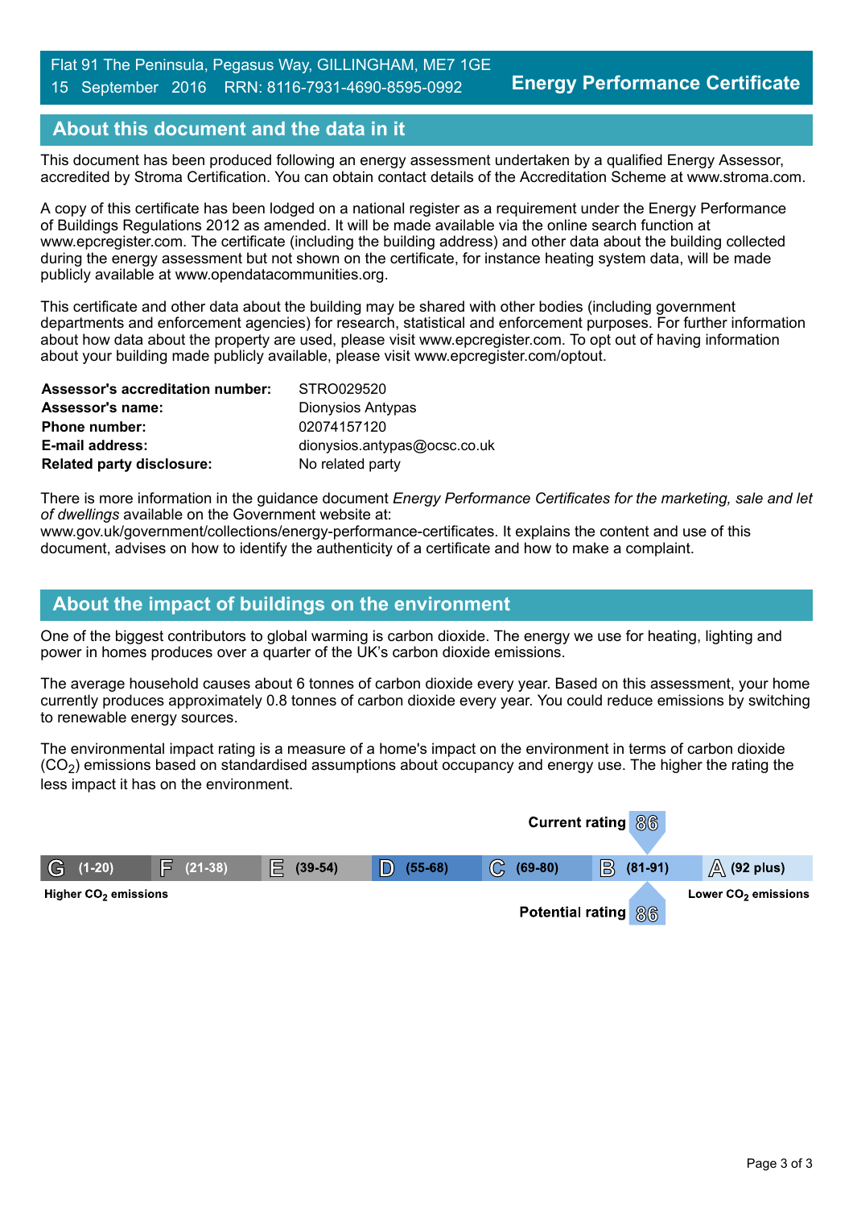Flat 91 The Peninsula, Pegasus Way, GILLINGHAM, ME7 1GE
15 September 2016 RRN: 8116-7931-4690-8595-0992

**Energy Performance Certificate**

## About this document and the data in it

This document has been produced following an energy assessment undertaken by a qualified Energy Assessor, accredited by Stroma Certification. You can obtain contact details of the Accreditation Scheme at www.stroma.com.

A copy of this certificate has been lodged on a national register as a requirement under the Energy Performance of Buildings Regulations 2012 as amended. It will be made available via the online search function at www.epcregister.com. The certificate (including the building address) and other data about the building collected during the energy assessment but not shown on the certificate, for instance heating system data, will be made publicly available at www.opendatacommunities.org.

This certificate and other data about the building may be shared with other bodies (including government departments and enforcement agencies) for research, statistical and enforcement purposes. For further information about how data about the property are used, please visit www.epcregister.com. To opt out of having information about your building made publicly available, please visit www.epcregister.com/optout.

| | |
|---|---|
| **Assessor's accreditation number:** | STRO029520 |
| **Assessor's name:** | Dionysios Antypas |
| **Phone number:** | 02074157120 |
| **E-mail address:** | dionysios.antypas@ocsc.co.uk |
| **Related party disclosure:** | No related party |

There is more information in the guidance document *Energy Performance Certificates for the marketing, sale and let of dwellings* available on the Government website at: www.gov.uk/government/collections/energy-performance-certificates. It explains the content and use of this document, advises on how to identify the authenticity of a certificate and how to make a complaint.

## About the impact of buildings on the environment

One of the biggest contributors to global warming is carbon dioxide. The energy we use for heating, lighting and power in homes produces over a quarter of the UK's carbon dioxide emissions.

The average household causes about 6 tonnes of carbon dioxide every year. Based on this assessment, your home currently produces approximately 0.8 tonnes of carbon dioxide every year. You could reduce emissions by switching to renewable energy sources.

The environmental impact rating is a measure of a home's impact on the environment in terms of carbon dioxide ($CO_2$) emissions based on standardised assumptions about occupancy and energy use. The higher the rating the less impact it has on the environment.

Current rating 86

G (1-20)
F (21-38)
E (39-54)
D (55-68)
C (69-80)
B (81-91)
A (92 plus)

Higher $CO_2$ emissions
Lower $CO_2$ emissions

Potential rating 86